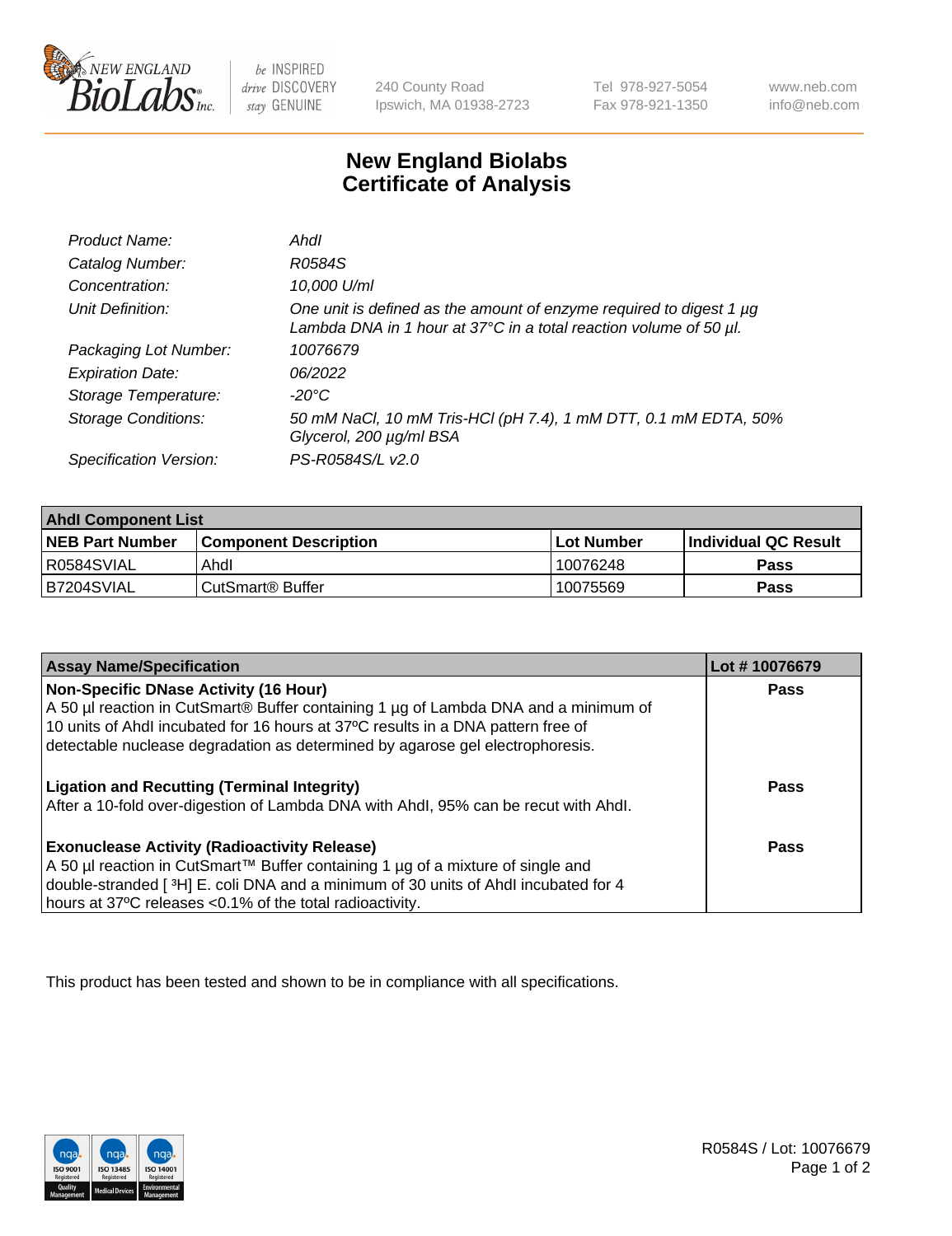240 County Road
Ipswich, MA 01938-2723

Tel 978-927-5054
Fax 978-921-1350

www.neb.com
info@neb.com

# New England Biolabs Certificate of Analysis

| | |
|---|---|
| *Product Name:* | *AhdI* |
| *Catalog Number:* | *R0584S* |
| *Concentration:* | *10,000 U/ml* |
| *Unit Definition:* | *One unit is defined as the amount of enzyme required to digest 1 µg Lambda DNA in 1 hour at 37°C in a total reaction volume of 50 µl.* |
| *Packaging Lot Number:* | *10076679* |
| *Expiration Date:* | *06/2022* |
| *Storage Temperature:* | *-20°C* |
| *Storage Conditions:* | *50 mM NaCl, 10 mM Tris-HCl (pH 7.4), 1 mM DTT, 0.1 mM EDTA, 50% Glycerol, 200 µg/ml BSA* |
| *Specification Version:* | *PS-R0584S/L v2.0* |

| AhdI Component List | | | |
|---|---|---|---|
| **NEB Part Number** | **Component Description** | **Lot Number** | **Individual QC Result** |
| R0584SVIAL | AhdI | 10076248 | **Pass** |
| B7204SVIAL | CutSmart® Buffer | 10075569 | **Pass** |

| Assay Name/Specification | Lot # 10076679 |
|---|---|
| **Non-Specific DNase Activity (16 Hour)**<br>A 50 µl reaction in CutSmart® Buffer containing 1 µg of Lambda DNA and a minimum of 10 units of AhdI incubated for 16 hours at 37ºC results in a DNA pattern free of detectable nuclease degradation as determined by agarose gel electrophoresis. | **Pass** |
| **Ligation and Recutting (Terminal Integrity)**<br>After a 10-fold over-digestion of Lambda DNA with AhdI, 95% can be recut with AhdI. | **Pass** |
| **Exonuclease Activity (Radioactivity Release)**<br>A 50 µl reaction in CutSmart™ Buffer containing 1 µg of a mixture of single and double-stranded [ $^3$H] E. coli DNA and a minimum of 30 units of AhdI incubated for 4 hours at 37ºC releases <0.1% of the total radioactivity. | **Pass** |

This product has been tested and shown to be in compliance with all specifications.

R0584S / Lot: 10076679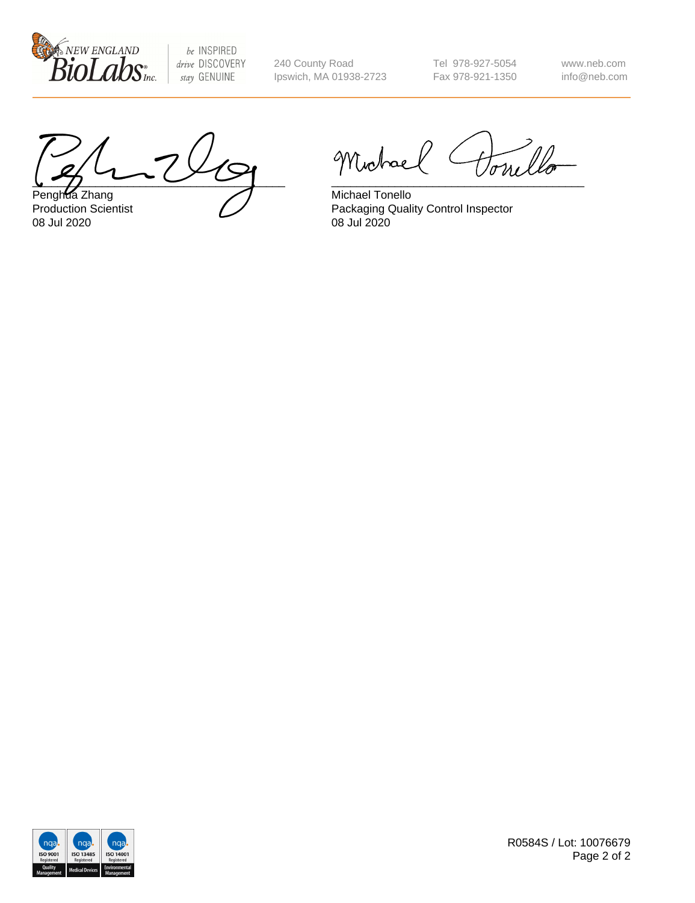NEW ENGLAND BioLabs Inc. — be INSPIRED drive DISCOVERY stay GENUINE

240 County Road
Ipswich, MA 01938-2723

Tel 978-927-5054
Fax 978-921-1350

www.neb.com
info@neb.com

Penghua Zhang
Production Scientist
08 Jul 2020

Michael Tonello
Packaging Quality Control Inspector
08 Jul 2020

nqa ISO 9001 Registered Quality Management | nqa ISO 13485 Registered Medical Devices | nqa ISO 14001 Registered Environmental Management

R0584S / Lot: 10076679